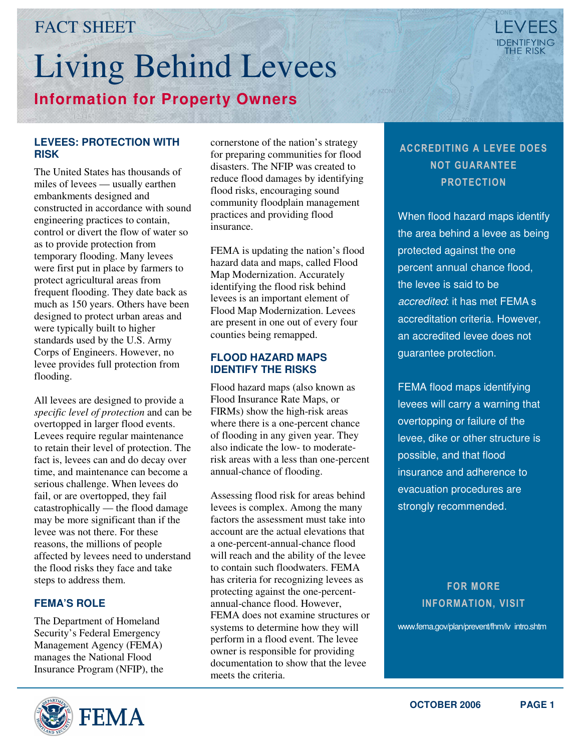FACT SHEET

# Living Behind Levees

## Information for Property Owners

LEVEES IDENTIFYING THE RISK

### LEVEES: PROTECTION WITH RISK

The United States has thousands of miles of levees — usually earthen embankments designed and constructed in accordance with sound engineering practices to contain, control or divert the flow of water so as to provide protection from temporary flooding. Many levees were first put in place by farmers to protect agricultural areas from frequent flooding. They date back as much as 150 years. Others have been designed to protect urban areas and were typically built to higher standards used by the U.S. Army Corps of Engineers. However, no levee provides full protection from flooding.

All levees are designed to provide a *specific level of protection* and can be overtopped in larger flood events. Levees require regular maintenance to retain their level of protection. The fact is, levees can and do decay over time, and maintenance can become a serious challenge. When levees do fail, or are overtopped, they fail catastrophically — the flood damage may be more significant than if the levee was not there. For these reasons, the millions of people affected by levees need to understand the flood risks they face and take steps to address them.

### FEMA'S ROLE

The Department of Homeland Security's Federal Emergency Management Agency (FEMA) manages the National Flood Insurance Program (NFIP), the cornerstone of the nation's strategy for preparing communities for flood disasters. The NFIP was created to reduce flood damages by identifying flood risks, encouraging sound community floodplain management practices and providing flood insurance.

FEMA is updating the nation's flood hazard data and maps, called Flood Map Modernization. Accurately identifying the flood risk behind levees is an important element of Flood Map Modernization. Levees are present in one out of every four counties being remapped.

### FLOOD HAZARD MAPS IDENTIFY THE RISKS

Flood hazard maps (also known as Flood Insurance Rate Maps, or FIRMs) show the high-risk areas where there is a one-percent chance of flooding in any given year. They also indicate the low- to moderate-risk areas with a less than one-percent annual-chance of flooding.

Assessing flood risk for areas behind levees is complex. Among the many factors the assessment must take into account are the actual elevations that a one-percent-annual-chance flood will reach and the ability of the levee to contain such floodwaters. FEMA has criteria for recognizing levees as protecting against the one-percent-annual-chance flood. However, FEMA does not examine structures or systems to determine how they will perform in a flood event. The levee owner is responsible for providing documentation to show that the levee meets the criteria.

### ACCREDITING A LEVEE DOES NOT GUARANTEE PROTECTION

When flood hazard maps identify the area behind a levee as being protected against the one percent annual chance flood, the levee is said to be *accredited*: it has met FEMA s accreditation criteria. However, an accredited levee does not guarantee protection.

FEMA flood maps identifying levees will carry a warning that overtopping or failure of the levee, dike or other structure is possible, and that flood insurance and adherence to evacuation procedures are strongly recommended.

### FOR MORE INFORMATION, VISIT

www.fema.gov/plan/prevent/fhm/lv intro.shtm

OCTOBER 2006

FEMA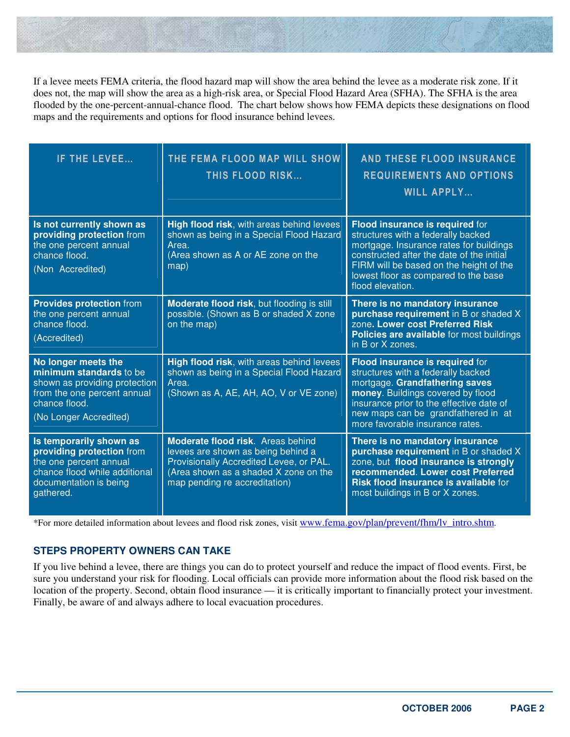If a levee meets FEMA criteria, the flood hazard map will show the area behind the levee as a moderate risk zone. If it does not, the map will show the area as a high-risk area, or Special Flood Hazard Area (SFHA). The SFHA is the area flooded by the one-percent-annual-chance flood. The chart below shows how FEMA depicts these designations on flood maps and the requirements and options for flood insurance behind levees.

| IF THE LEVEE… | THE FEMA FLOOD MAP WILL SHOW THIS FLOOD RISK… | AND THESE FLOOD INSURANCE REQUIREMENTS AND OPTIONS WILL APPLY… |
|---|---|---|
| **Is not currently shown as providing protection** from the one percent annual chance flood.<br>(Non Accredited) | **High flood risk**, with areas behind levees shown as being in a Special Flood Hazard Area.<br>(Area shown as A or AE zone on the map) | **Flood insurance is required** for structures with a federally backed mortgage. Insurance rates for buildings constructed after the date of the initial FIRM will be based on the height of the lowest floor as compared to the base flood elevation. |
| **Provides protection** from the one percent annual chance flood.<br>(Accredited) | **Moderate flood risk**, but flooding is still possible. (Shown as B or shaded X zone on the map) | **There is no mandatory insurance purchase requirement** in B or shaded X zone**. Lower cost Preferred Risk Policies are available** for most buildings in B or X zones. |
| **No longer meets the minimum standards** to be shown as providing protection from the one percent annual chance flood.<br>(No Longer Accredited) | **High flood risk**, with areas behind levees shown as being in a Special Flood Hazard Area.<br>(Shown as A, AE, AH, AO, V or VE zone) | **Flood insurance is required** for structures with a federally backed mortgage. **Grandfathering saves money**. Buildings covered by flood insurance prior to the effective date of new maps can be grandfathered in at more favorable insurance rates. |
| **Is temporarily shown as providing protection** from the one percent annual chance flood while additional documentation is being gathered. | **Moderate flood risk**. Areas behind levees are shown as being behind a Provisionally Accredited Levee, or PAL. (Area shown as a shaded X zone on the map pending re accreditation) | **There is no mandatory insurance purchase requirement** in B or shaded X zone, but **flood insurance is strongly recommended**. **Lower cost Preferred Risk flood insurance is available** for most buildings in B or X zones. |

*For more detailed information about levees and flood risk zones, visit www.fema.gov/plan/prevent/fhm/lv_intro.shtm.

## STEPS PROPERTY OWNERS CAN TAKE

If you live behind a levee, there are things you can do to protect yourself and reduce the impact of flood events. First, be sure you understand your risk for flooding. Local officials can provide more information about the flood risk based on the location of the property. Second, obtain flood insurance — it is critically important to financially protect your investment. Finally, be aware of and always adhere to local evacuation procedures.